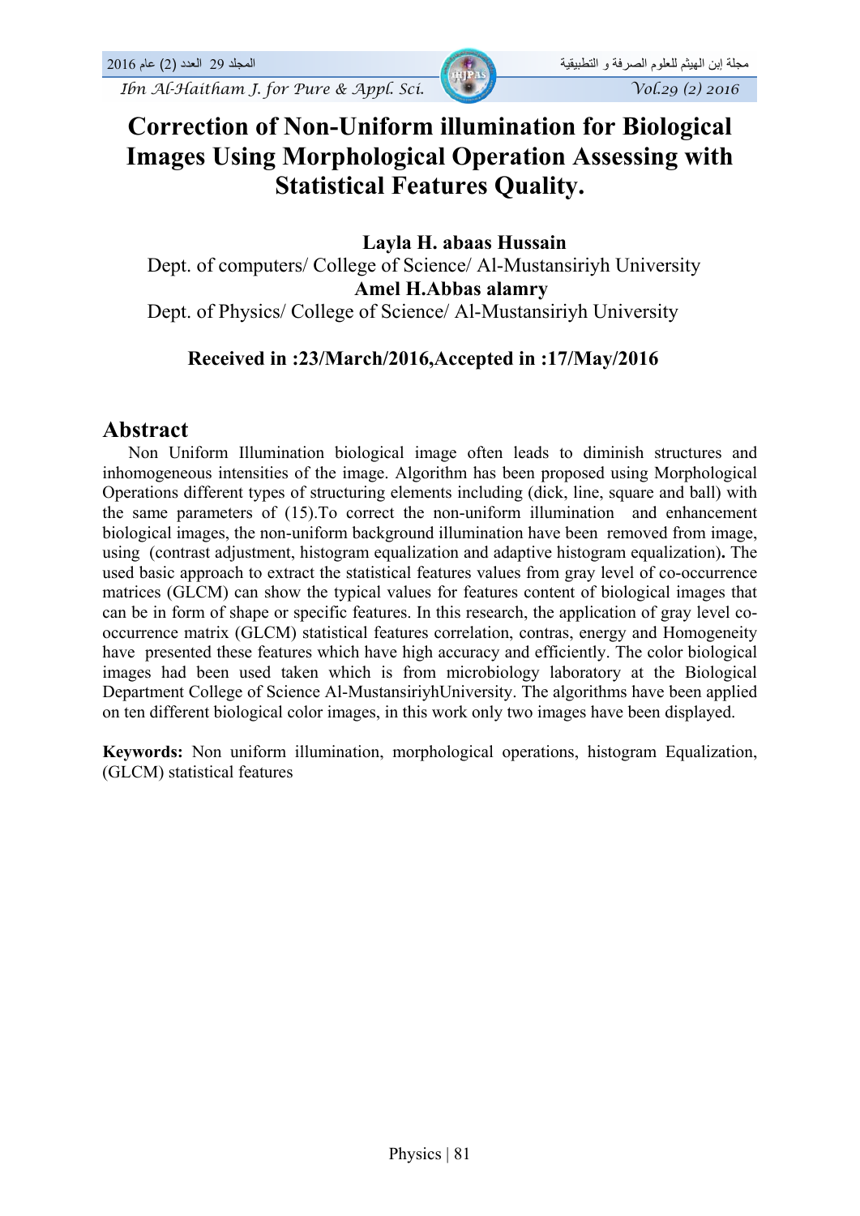# Correction of Non-Uniform illumination for Biological Images Using Morphological Operation Assessing with Statistical Features Quality.

**Layla H. abaas Hussain**
Dept. of computers/ College of Science/ Al-Mustansiriyh University
**Amel H.Abbas alamry**
Dept. of Physics/ College of Science/ Al-Mustansiriyh University

**Received in :23/March/2016,Accepted in :17/May/2016**

## Abstract

Non Uniform Illumination biological image often leads to diminish structures and inhomogeneous intensities of the image. Algorithm has been proposed using Morphological Operations different types of structuring elements including (dick, line, square and ball) with the same parameters of (15).To correct the non-uniform illumination and enhancement biological images, the non-uniform background illumination have been removed from image, using (contrast adjustment, histogram equalization and adaptive histogram equalization)**.** The used basic approach to extract the statistical features values from gray level of co-occurrence matrices (GLCM) can show the typical values for features content of biological images that can be in form of shape or specific features. In this research, the application of gray level co-occurrence matrix (GLCM) statistical features correlation, contras, energy and Homogeneity have presented these features which have high accuracy and efficiently. The color biological images had been used taken which is from microbiology laboratory at the Biological Department College of Science Al-MustansiriyhUniversity. The algorithms have been applied on ten different biological color images, in this work only two images have been displayed.

**Keywords:** Non uniform illumination, morphological operations, histogram Equalization, (GLCM) statistical features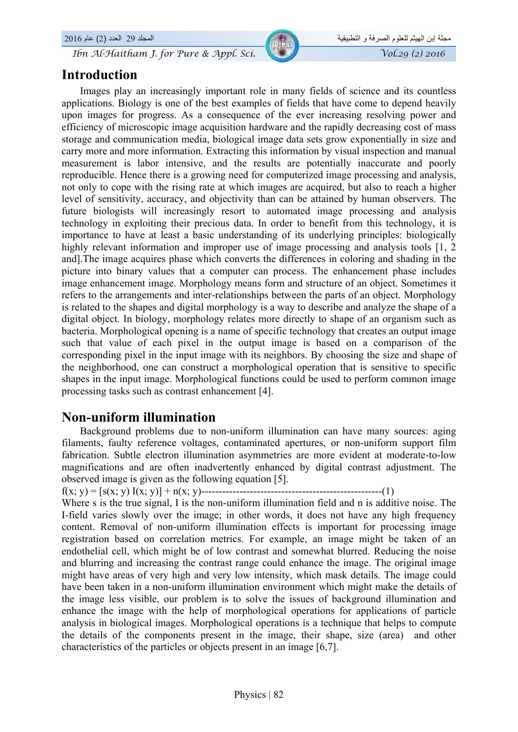## Introduction

Images play an increasingly important role in many fields of science and its countless applications. Biology is one of the best examples of fields that have come to depend heavily upon images for progress. As a consequence of the ever increasing resolving power and efficiency of microscopic image acquisition hardware and the rapidly decreasing cost of mass storage and communication media, biological image data sets grow exponentially in size and carry more and more information. Extracting this information by visual inspection and manual measurement is labor intensive, and the results are potentially inaccurate and poorly reproducible. Hence there is a growing need for computerized image processing and analysis, not only to cope with the rising rate at which images are acquired, but also to reach a higher level of sensitivity, accuracy, and objectivity than can be attained by human observers. The future biologists will increasingly resort to automated image processing and analysis technology in exploiting their precious data. In order to benefit from this technology, it is importance to have at least a basic understanding of its underlying principles: biologically highly relevant information and improper use of image processing and analysis tools [1, 2 and].The image acquires phase which converts the differences in coloring and shading in the picture into binary values that a computer can process. The enhancement phase includes image enhancement image. Morphology means form and structure of an object. Sometimes it refers to the arrangements and inter-relationships between the parts of an object. Morphology is related to the shapes and digital morphology is a way to describe and analyze the shape of a digital object. In biology, morphology relates more directly to shape of an organism such as bacteria. Morphological opening is a name of specific technology that creates an output image such that value of each pixel in the output image is based on a comparison of the corresponding pixel in the input image with its neighbors. By choosing the size and shape of the neighborhood, one can construct a morphological operation that is sensitive to specific shapes in the input image. Morphological functions could be used to perform common image processing tasks such as contrast enhancement [4].

## Non-uniform illumination

Background problems due to non-uniform illumination can have many sources: aging filaments, faulty reference voltages, contaminated apertures, or non-uniform support film fabrication. Subtle electron illumination asymmetries are more evident at moderate-to-low magnifications and are often inadvertently enhanced by digital contrast adjustment. The observed image is given as the following equation [5].

$$f(x; y) = [s(x; y) I(x; y)] + n(x; y) \quad (1)$$

Where s is the true signal, I is the non-uniform illumination field and n is additive noise. The I-field varies slowly over the image; in other words, it does not have any high frequency content. Removal of non-uniform illumination effects is important for processing image registration based on correlation metrics. For example, an image might be taken of an endothelial cell, which might be of low contrast and somewhat blurred. Reducing the noise and blurring and increasing the contrast range could enhance the image. The original image might have areas of very high and very low intensity, which mask details. The image could have been taken in a non-uniform illumination environment which might make the details of the image less visible, our problem is to solve the issues of background illumination and enhance the image with the help of morphological operations for applications of particle analysis in biological images. Morphological operations is a technique that helps to compute the details of the components present in the image, their shape, size (area) and other characteristics of the particles or objects present in an image [6,7].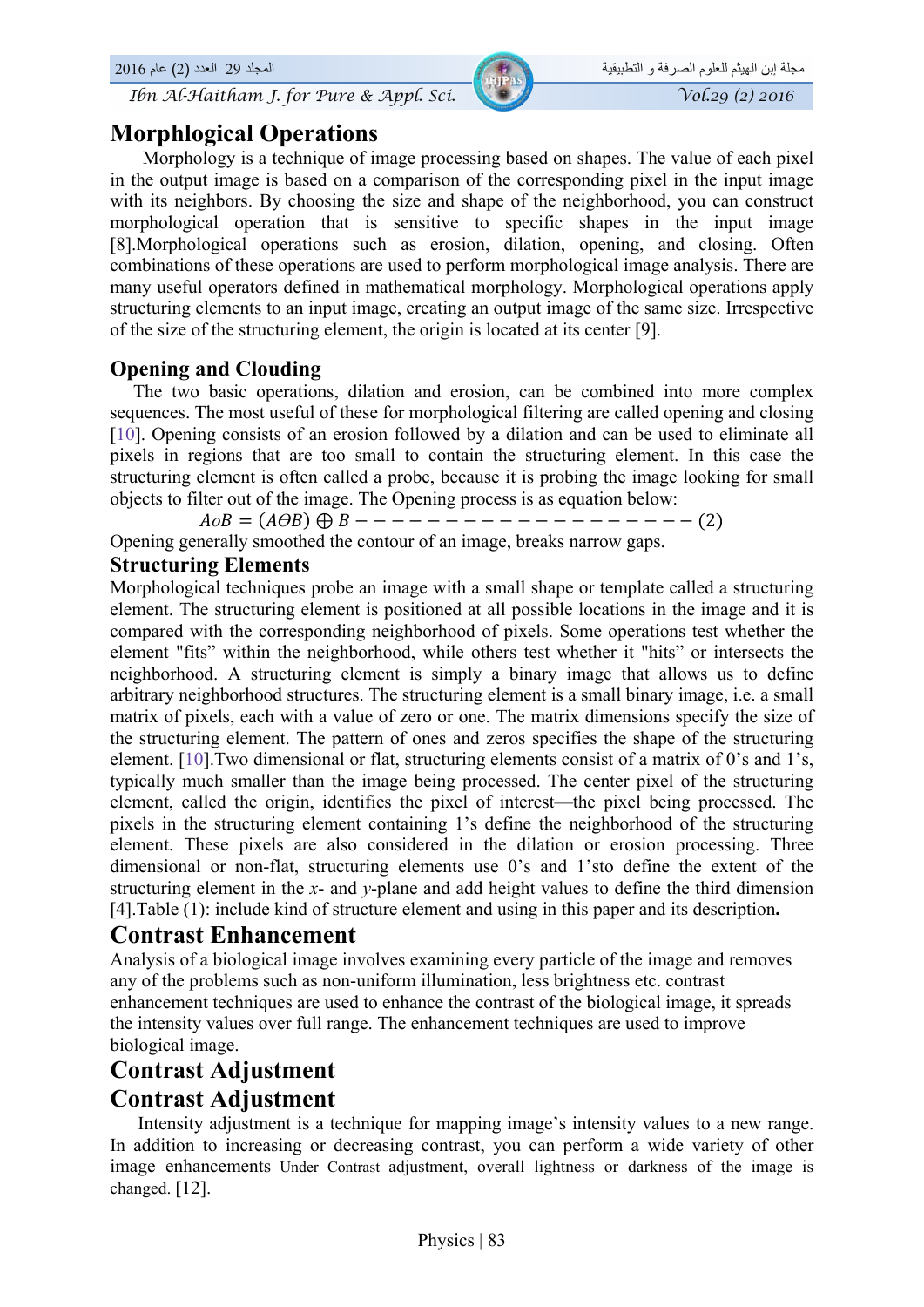## Morphlogical Operations

Morphology is a technique of image processing based on shapes. The value of each pixel in the output image is based on a comparison of the corresponding pixel in the input image with its neighbors. By choosing the size and shape of the neighborhood, you can construct morphological operation that is sensitive to specific shapes in the input image [8].Morphological operations such as erosion, dilation, opening, and closing. Often combinations of these operations are used to perform morphological image analysis. There are many useful operators defined in mathematical morphology. Morphological operations apply structuring elements to an input image, creating an output image of the same size. Irrespective of the size of the structuring element, the origin is located at its center [9].

### Opening and Clouding

The two basic operations, dilation and erosion, can be combined into more complex sequences. The most useful of these for morphological filtering are called opening and closing [10]. Opening consists of an erosion followed by a dilation and can be used to eliminate all pixels in regions that are too small to contain the structuring element. In this case the structuring element is often called a probe, because it is probing the image looking for small objects to filter out of the image. The Opening process is as equation below:

$$A o B = (A \Theta B) \oplus B ------------------ (2)$$

Opening generally smoothed the contour of an image, breaks narrow gaps.

### Structuring Elements

Morphological techniques probe an image with a small shape or template called a structuring element. The structuring element is positioned at all possible locations in the image and it is compared with the corresponding neighborhood of pixels. Some operations test whether the element "fits" within the neighborhood, while others test whether it "hits" or intersects the neighborhood. A structuring element is simply a binary image that allows us to define arbitrary neighborhood structures. The structuring element is a small binary image, i.e. a small matrix of pixels, each with a value of zero or one. The matrix dimensions specify the size of the structuring element. The pattern of ones and zeros specifies the shape of the structuring element. [10].Two dimensional or flat, structuring elements consist of a matrix of 0's and 1's, typically much smaller than the image being processed. The center pixel of the structuring element, called the origin, identifies the pixel of interest—the pixel being processed. The pixels in the structuring element containing 1's define the neighborhood of the structuring element. These pixels are also considered in the dilation or erosion processing. Three dimensional or non-flat, structuring elements use 0's and 1'sto define the extent of the structuring element in the *x*- and *y*-plane and add height values to define the third dimension [4].Table (1): include kind of structure element and using in this paper and its description**.**

## Contrast Enhancement

Analysis of a biological image involves examining every particle of the image and removes any of the problems such as non-uniform illumination, less brightness etc. contrast enhancement techniques are used to enhance the contrast of the biological image, it spreads the intensity values over full range. The enhancement techniques are used to improve biological image.

## Contrast Adjustment

## Contrast Adjustment

Intensity adjustment is a technique for mapping image's intensity values to a new range. In addition to increasing or decreasing contrast, you can perform a wide variety of other image enhancements Under Contrast adjustment, overall lightness or darkness of the image is changed. [12].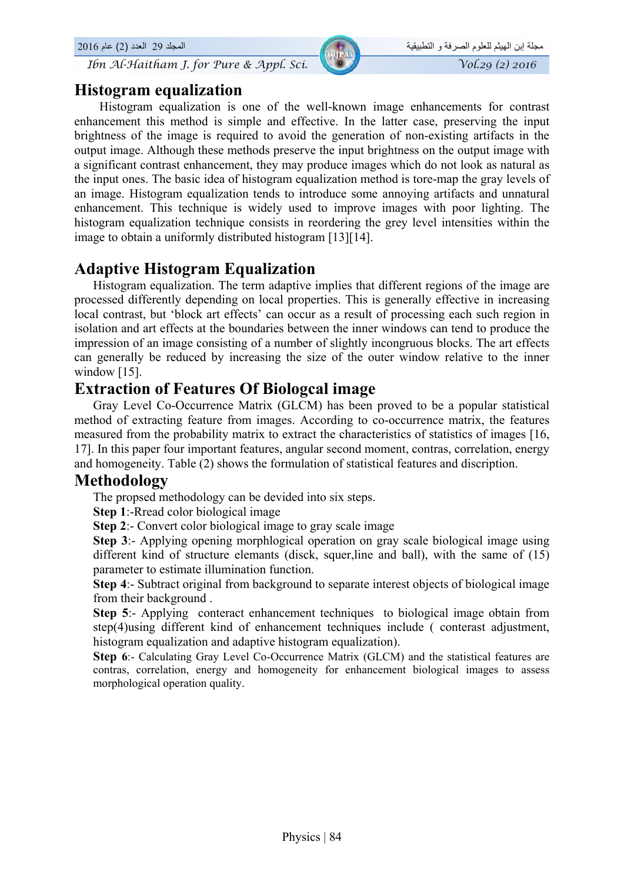## Histogram equalization

Histogram equalization is one of the well-known image enhancements for contrast enhancement this method is simple and effective. In the latter case, preserving the input brightness of the image is required to avoid the generation of non-existing artifacts in the output image. Although these methods preserve the input brightness on the output image with a significant contrast enhancement, they may produce images which do not look as natural as the input ones. The basic idea of histogram equalization method is tore-map the gray levels of an image. Histogram equalization tends to introduce some annoying artifacts and unnatural enhancement. This technique is widely used to improve images with poor lighting. The histogram equalization technique consists in reordering the grey level intensities within the image to obtain a uniformly distributed histogram [13][14].

## Adaptive Histogram Equalization

Histogram equalization. The term adaptive implies that different regions of the image are processed differently depending on local properties. This is generally effective in increasing local contrast, but 'block art effects' can occur as a result of processing each such region in isolation and art effects at the boundaries between the inner windows can tend to produce the impression of an image consisting of a number of slightly incongruous blocks. The art effects can generally be reduced by increasing the size of the outer window relative to the inner window [15].

## Extraction of Features Of Biologcal image

Gray Level Co-Occurrence Matrix (GLCM) has been proved to be a popular statistical method of extracting feature from images. According to co-occurrence matrix, the features measured from the probability matrix to extract the characteristics of statistics of images [16, 17]. In this paper four important features, angular second moment, contras, correlation, energy and homogeneity. Table (2) shows the formulation of statistical features and discription.

## Methodology

The propsed methodology can be devided into six steps.

**Step 1**:-Rread color biological image

**Step 2**:- Convert color biological image to gray scale image

**Step 3**:- Applying opening morphlogical operation on gray scale biological image using different kind of structure elemants (disck, squer,line and ball), with the same of (15) parameter to estimate illumination function.

**Step 4**:- Subtract original from background to separate interest objects of biological image from their background .

**Step 5**:- Applying conteract enhancement techniques to biological image obtain from step(4)using different kind of enhancement techniques include ( conterast adjustment, histogram equalization and adaptive histogram equalization).

**Step 6**:- Calculating Gray Level Co-Occurrence Matrix (GLCM) and the statistical features are contras, correlation, energy and homogeneity for enhancement biological images to assess morphological operation quality.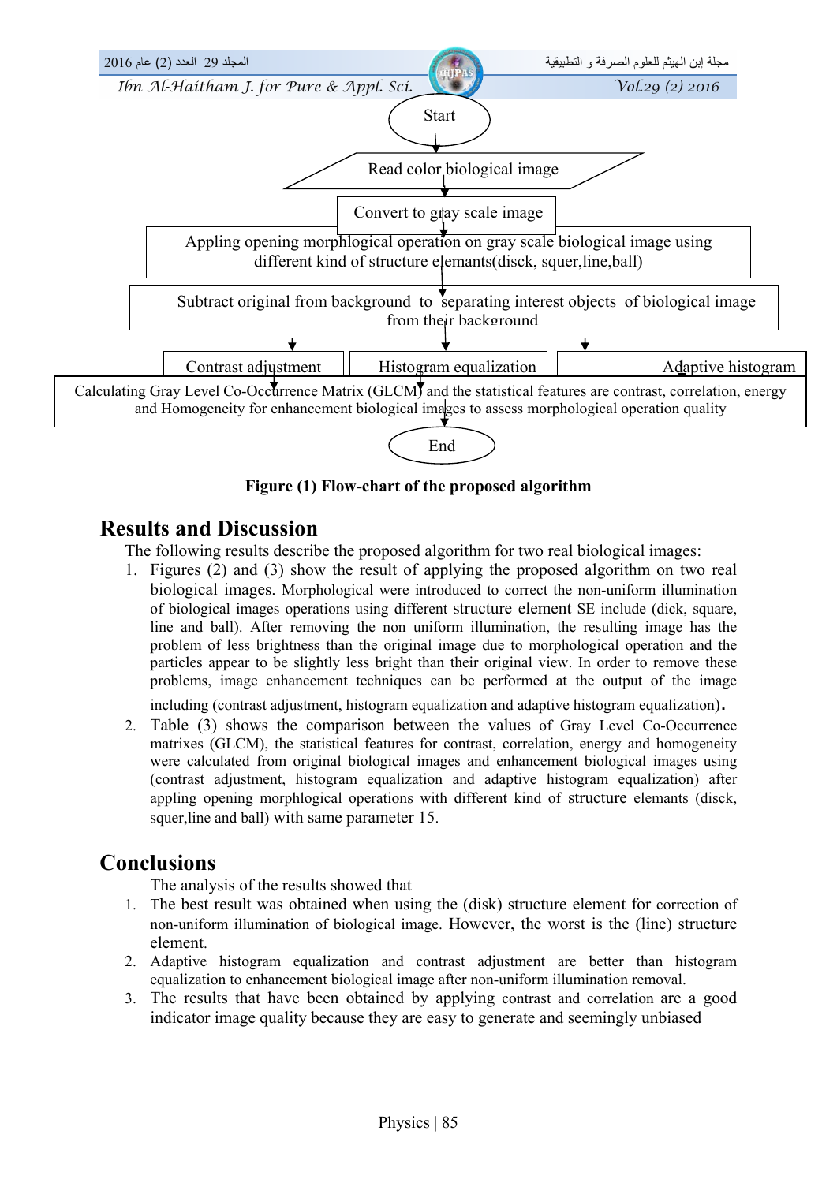Start

Read color biological image

Convert to gray scale image

Appling opening morphlogical operation on gray scale biological image using different kind of structure elemants(disck, squer,line,ball)

Subtract original from background to separating interest objects of biological image from their background

Contrast adjustment | Histogram equalization | Adaptive histogram

Calculating Gray Level Co-Occurrence Matrix (GLCM) and the statistical features are contrast, correlation, energy and Homogeneity for enhancement biological images to assess morphological operation quality

End

**Figure (1) Flow-chart of the proposed algorithm**

## Results and Discussion

The following results describe the proposed algorithm for two real biological images:

1. Figures (2) and (3) show the result of applying the proposed algorithm on two real biological images. Morphological were introduced to correct the non-uniform illumination of biological images operations using different structure element SE include (dick, square, line and ball). After removing the non uniform illumination, the resulting image has the problem of less brightness than the original image due to morphological operation and the particles appear to be slightly less bright than their original view. In order to remove these problems, image enhancement techniques can be performed at the output of the image including (contrast adjustment, histogram equalization and adaptive histogram equalization).
2. Table (3) shows the comparison between the values of Gray Level Co-Occurrence matrixes (GLCM), the statistical features for contrast, correlation, energy and homogeneity were calculated from original biological images and enhancement biological images using (contrast adjustment, histogram equalization and adaptive histogram equalization) after appling opening morphlogical operations with different kind of structure elemants (disck, squer,line and ball) with same parameter 15.

## Conclusions

The analysis of the results showed that

1. The best result was obtained when using the (disk) structure element for correction of non-uniform illumination of biological image. However, the worst is the (line) structure element.
2. Adaptive histogram equalization and contrast adjustment are better than histogram equalization to enhancement biological image after non-uniform illumination removal.
3. The results that have been obtained by applying contrast and correlation are a good indicator image quality because they are easy to generate and seemingly unbiased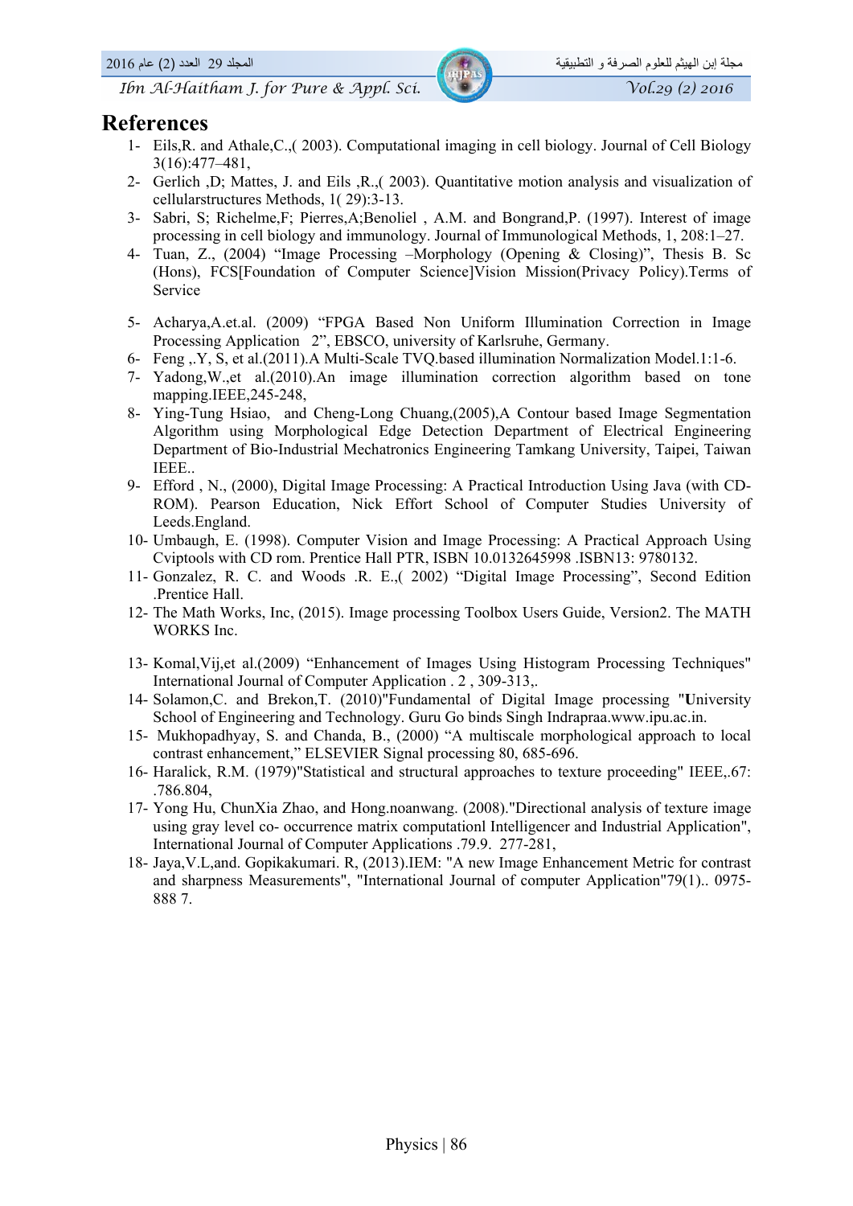# References

1- Eils,R. and Athale,C.,( 2003). Computational imaging in cell biology. Journal of Cell Biology 3(16):477–481,

2- Gerlich ,D; Mattes, J. and Eils ,R.,( 2003). Quantitative motion analysis and visualization of cellularstructures Methods, 1( 29):3-13.

3- Sabri, S; Richelme,F; Pierres,A;Benoliel , A.M. and Bongrand,P. (1997). Interest of image processing in cell biology and immunology. Journal of Immunological Methods, 1, 208:1–27.

4- Tuan, Z., (2004) "Image Processing –Morphology (Opening & Closing)", Thesis B. Sc (Hons), FCS[Foundation of Computer Science]Vision Mission(Privacy Policy).Terms of Service

5- Acharya,A.et.al. (2009) "FPGA Based Non Uniform Illumination Correction in Image Processing Application 2", EBSCO, university of Karlsruhe, Germany.

6- Feng ,.Y, S, et al.(2011).A Multi-Scale TVQ.based illumination Normalization Model.1:1-6.

7- Yadong,W.,et al.(2010).An image illumination correction algorithm based on tone mapping.IEEE,245-248,

8- Ying-Tung Hsiao, and Cheng-Long Chuang,(2005),A Contour based Image Segmentation Algorithm using Morphological Edge Detection Department of Electrical Engineering Department of Bio-Industrial Mechatronics Engineering Tamkang University, Taipei, Taiwan IEEE..

9- Efford , N., (2000), Digital Image Processing: A Practical Introduction Using Java (with CD-ROM). Pearson Education, Nick Effort School of Computer Studies University of Leeds.England.

10- Umbaugh, E. (1998). Computer Vision and Image Processing: A Practical Approach Using Cviptools with CD rom. Prentice Hall PTR, ISBN 10.0132645998 .ISBN13: 9780132.

11- Gonzalez, R. C. and Woods .R. E.,( 2002) "Digital Image Processing", Second Edition .Prentice Hall.

12- The Math Works, Inc, (2015). Image processing Toolbox Users Guide, Version2. The MATH WORKS Inc.

13- Komal,Vij,et al.(2009) "Enhancement of Images Using Histogram Processing Techniques" International Journal of Computer Application . 2 , 309-313,.

14- Solamon,C. and Brekon,T. (2010)"Fundamental of Digital Image processing "**U**niversity School of Engineering and Technology. Guru Go binds Singh Indrapraa.www.ipu.ac.in.

15- Mukhopadhyay, S. and Chanda, B., (2000) "A multiscale morphological approach to local contrast enhancement," ELSEVIER Signal processing 80, 685-696.

16- Haralick, R.M. (1979)"Statistical and structural approaches to texture proceeding" IEEE,.67: .786.804,

17- Yong Hu, ChunXia Zhao, and Hong.noanwang. (2008)."Directional analysis of texture image using gray level co- occurrence matrix computationl Intelligencer and Industrial Application", International Journal of Computer Applications .79.9. 277-281,

18- Jaya,V.L,and. Gopikakumari. R, (2013).IEM: "A new Image Enhancement Metric for contrast and sharpness Measurements", "International Journal of computer Application"79(1).. 0975-888 7.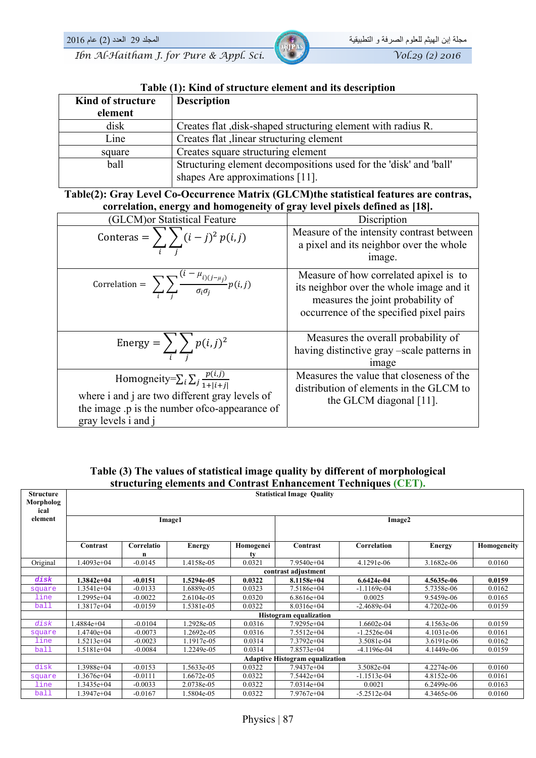**Table (1): Kind of structure element and its description**

| Kind of structure element | Description |
|---|---|
| disk | Creates flat ,disk-shaped structuring element with radius R. |
| Line | Creates flat ,linear structuring element |
| square | Creates square structuring element |
| ball | Structuring element decompositions used for the 'disk' and 'ball' shapes Are approximations [11]. |

**Table(2): Gray Level Co-Occurrence Matrix (GLCM)the statistical features are contras, correlation, energy and homogeneity of gray level pixels defined as [18].**

| (GLCM)or Statistical Feature | Discription |
|---|---|
| $\text{Conteras} = \sum_i \sum_j (i-j)^2\, p(i,j)$ | Measure of the intensity contrast between a pixel and its neighbor over the whole image. |
| $\text{Correlation} = \sum_i \sum_j \frac{(i-\mu_{i)(j-\mu_j)}}{\sigma_i \sigma_j} p(i,j)$ | Measure of how correlated apixel is to its neighbor over the whole image and it measures the joint probability of occurrence of the specified pixel pairs |
| $\text{Energy} = \sum_i \sum_j p(i,j)^2$ | Measures the overall probability of having distinctive gray –scale patterns in image |
| $\text{Homogneity} = \sum_i \sum_j \frac{p(i,j)}{1+\lvert i+j \rvert}$ where i and j are two different gray levels of the image .p is the number ofco-appearance of gray levels i and j | Measures the value that closeness of the distribution of elements in the GLCM to the GLCM diagonal [11]. |

**Table (3) The values of statistical image quality by different of morphological structuring elements and Contrast Enhancement Techniques (CET).**

| Structure Morphological element | Statistical Image Quality | | | | | | | |
|---|---|---|---|---|---|---|---|---|
| | Image1 | | | | Image2 | | | |
| | Contrast | Correlation | Energy | Homogeneity | Contrast | Correlation | Energy | Homogeneity |
| Original | 1.4093e+04 | -0.0145 | 1.4158e-05 | 0.0321 | 7.9540e+04 | 4.1291e-06 | 3.1682e-06 | 0.0160 |
| **contrast adjustment** | | | | | | | | |
| **disk** | **1.3842e+04** | **-0.0151** | **1.5294e-05** | **0.0322** | **8.1158e+04** | **6.6424e-04** | **4.5635e-06** | **0.0159** |
| square | 1.3541e+04 | -0.0133 | 1.6889e-05 | 0.0323 | 7.5186e+04 | -1.1169e-04 | 5.7358e-06 | 0.0162 |
| line | 1.2995e+04 | -0.0022 | 2.6104e-05 | 0.0320 | 6.8616e+04 | 0.0025 | 9.5459e-06 | 0.0165 |
| ball | 1.3817e+04 | -0.0159 | 1.5381e-05 | 0.0322 | 8.0316e+04 | -2.4689e-04 | 4.7202e-06 | 0.0159 |
| **Histogram equalization** | | | | | | | | |
| disk | 1.4884e+04 | -0.0104 | 1.2928e-05 | 0.0316 | 7.9295e+04 | 1.6602e-04 | 4.1563e-06 | 0.0159 |
| square | 1.4740e+04 | -0.0073 | 1.2692e-05 | 0.0316 | 7.5512e+04 | -1.2526e-04 | 4.1031e-06 | 0.0161 |
| line | 1.5213e+04 | -0.0023 | 1.1917e-05 | 0.0314 | 7.3792e+04 | 3.5081e-04 | 3.6191e-06 | 0.0162 |
| ball | 1.5181e+04 | -0.0084 | 1.2249e-05 | 0.0314 | 7.8573e+04 | -4.1196e-04 | 4.1449e-06 | 0.0159 |
| **Adaptive Histogram equalization** | | | | | | | | |
| disk | 1.3988e+04 | -0.0153 | 1.5633e-05 | 0.0322 | 7.9437e+04 | 3.5082e-04 | 4.2274e-06 | 0.0160 |
| square | 1.3676e+04 | -0.0111 | 1.6672e-05 | 0.0322 | 7.5442e+04 | -1.1513e-04 | 4.8152e-06 | 0.0161 |
| line | 1.3435e+04 | -0.0033 | 2.0738e-05 | 0.0322 | 7.0314e+04 | 0.0021 | 6.2499e-06 | 0.0163 |
| ball | 1.3947e+04 | -0.0167 | 1.5804e-05 | 0.0322 | 7.9767e+04 | -5.2512e-04 | 4.3465e-06 | 0.0160 |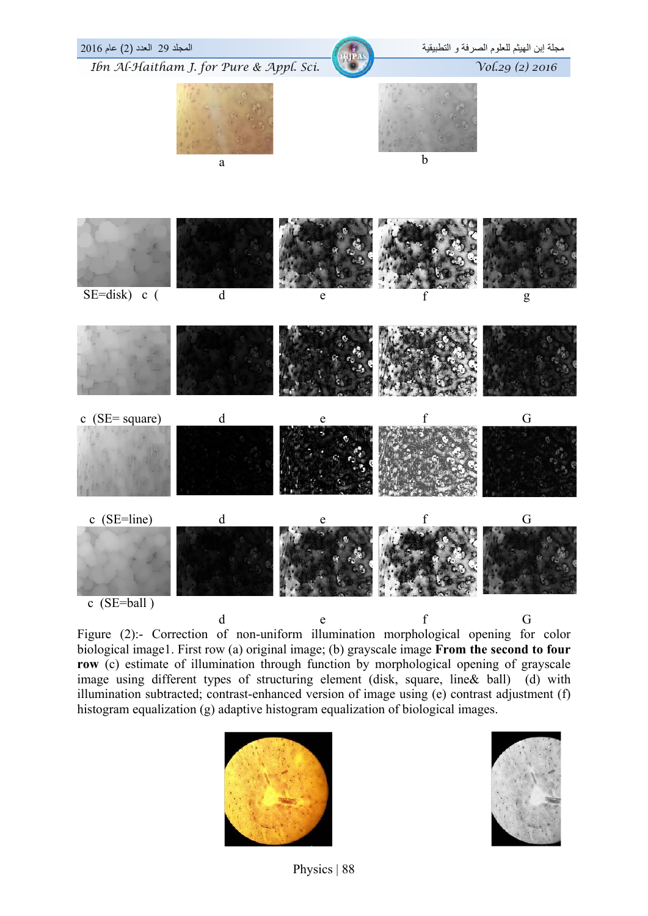a b

SE=disk) c ( d e f g

c (SE= square) d e f G

c (SE=line) d e f G

c (SE=ball ) d e f G

Figure (2):- Correction of non-uniform illumination morphological opening for color biological image1. First row (a) original image; (b) grayscale image **From the second to four row** (c) estimate of illumination through function by morphological opening of grayscale image using different types of structuring element (disk, square, line& ball) (d) with illumination subtracted; contrast-enhanced version of image using (e) contrast adjustment (f) histogram equalization (g) adaptive histogram equalization of biological images.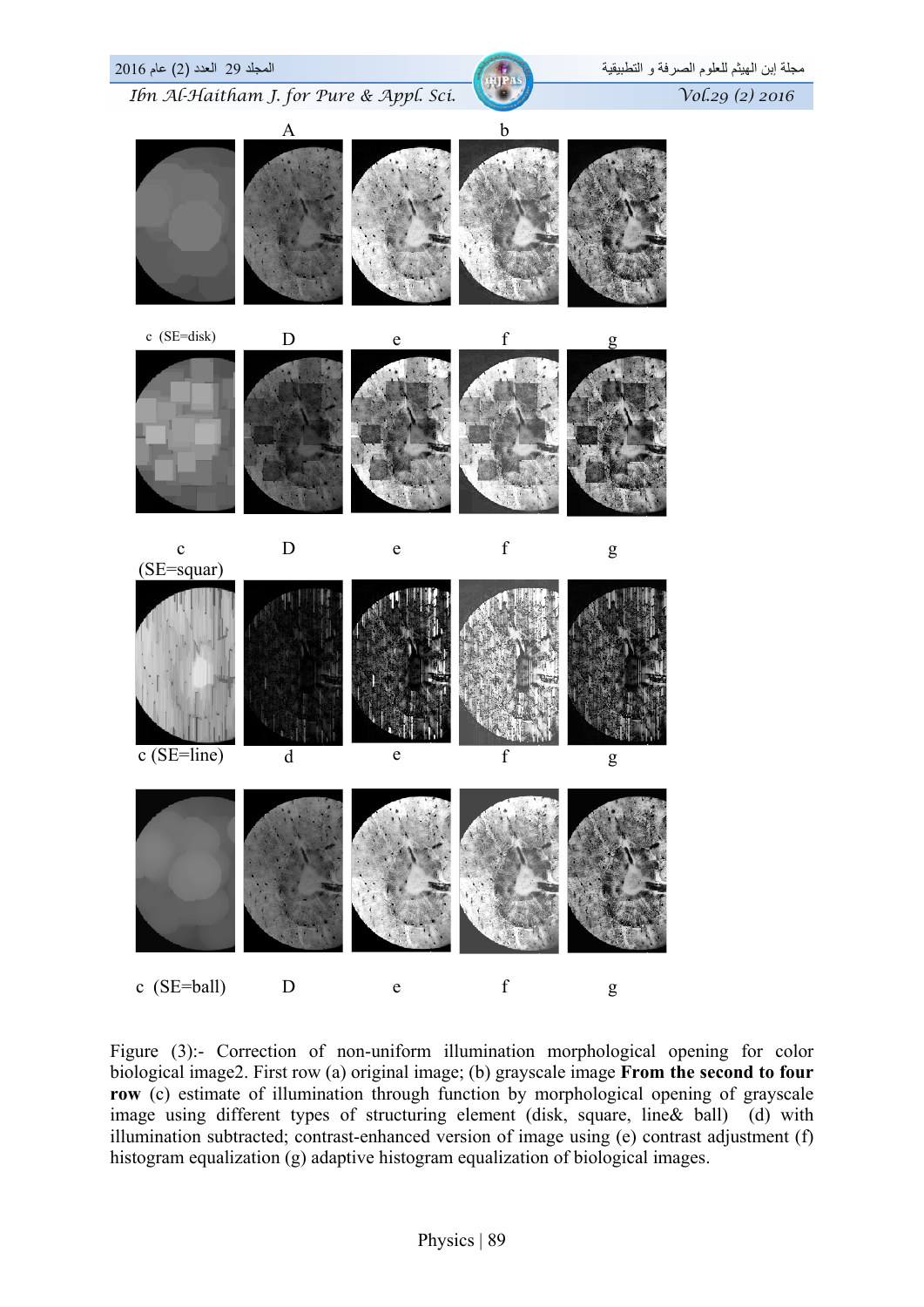A b

c (SE=disk) D e f g

c (SE=squar) D e f g

c (SE=line) d e f g

c (SE=ball) D e f g

Figure (3):- Correction of non-uniform illumination morphological opening for color biological image2. First row (a) original image; (b) grayscale image **From the second to four row** (c) estimate of illumination through function by morphological opening of grayscale image using different types of structuring element (disk, square, line& ball) (d) with illumination subtracted; contrast-enhanced version of image using (e) contrast adjustment (f) histogram equalization (g) adaptive histogram equalization of biological images.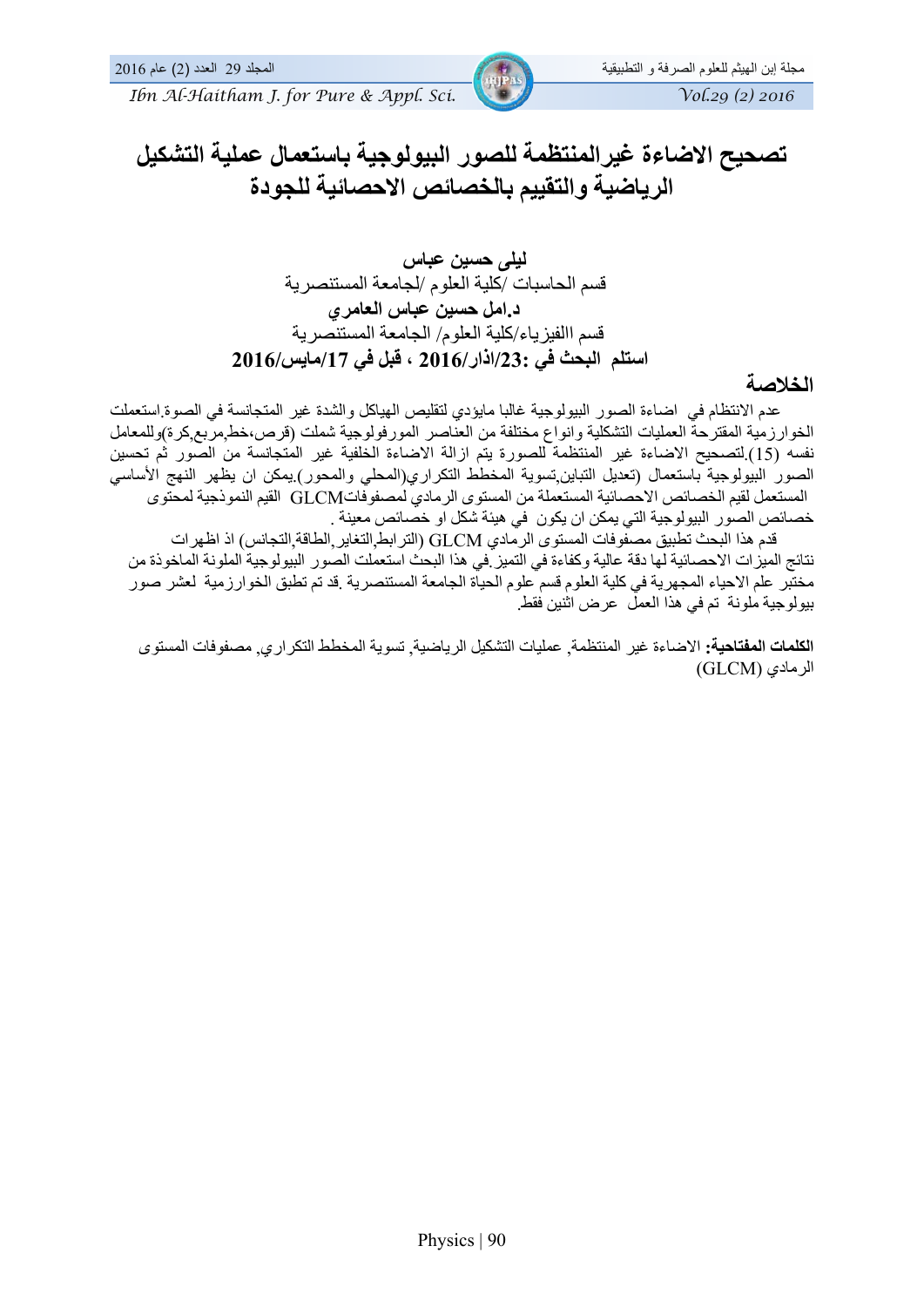# تصحيح الاضاءة غيرالمنتظمة للصور البيولوجية باستعمال عملية التشكيل الرياضية والتقييم بالخصائص الاحصائية للجودة

**ليلى حسين عباس**

قسم الحاسبات /كلية العلوم /لجامعة المستنصرية

**د.امل حسين عباس العامري**

قسم االفيزياء/كلية العلوم/ الجامعة المستنصرية

**استلم البحث في :23/اذار/2016 ، قبل في 17/مايس/2016**

## الخلاصة

عدم الانتظام في اضاءة الصور البيولوجية غالبا مايؤدي لتقليص الهياكل والشدة غير المتجانسة في الصوة.استعملت الخوارزمية المقترحة العمليات التشكلية وانواع مختلفة من العناصر المورفولوجية شملت (قرص،خط,مربع,كرة)وللمعامل نفسه (15).لتصحيح الاضاءة غير المنتظمة للصورة يتم ازالة الاضاءة الخلفية غير المتجانسة من الصور ثم تحسين الصور البيولوجية باستعمال (تعديل التباين,تسوية المخطط التكراري(المحلي والمحور).يمكن ان يظهر النهج الأساسي المستعمل لقيم الخصائص الاحصائية المستعملة من المستوى الرمادي لمصفوفاتGLCM القيم النموذجية لمحتوى خصائص الصور البيولوجية التي يمكن ان يكون في هيئة شكل او خصائص معينة .

قدم هذا البحث تطبيق مصفوفات المستوى الرمادي GLCM (الترابط,التغاير,الطاقة,التجانس) اذ اظهرات نتائج الميزات الاحصائية لها دقة عالية وكفاءة في التميز.في هذا البحث استعملت الصور البيولوجية الملونة الماخوذة من مختبر علم الاحياء المجهرية في كلية العلوم قسم علوم الحياة الجامعة المستنصرية .قد تم تطبق الخوارزمية لعشر صور بيولوجية ملونة تم في هذا العمل عرض اثنين فقط.

**الكلمات المفتاحية:** الاضاءة غير المنتظمة, عمليات التشكيل الرياضية, تسوية المخطط التكراري, مصفوفات المستوى الرمادي (GLCM)